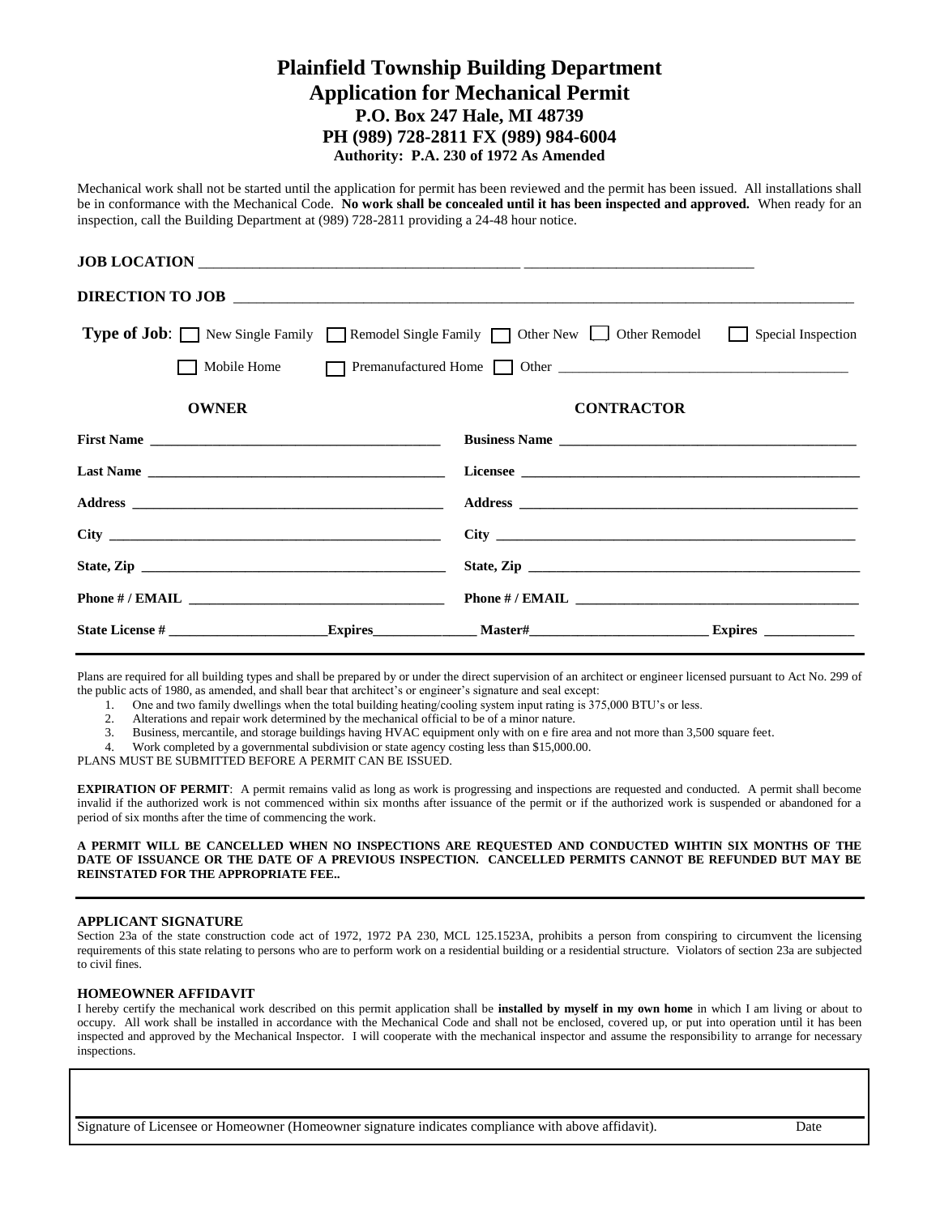# Plainfield Township Building Department
## Application for Mechanical Permit
**P.O. Box 247 Hale, MI 48739**
**PH (989) 728-2811 FX (989) 984-6004**
**Authority: P.A. 230 of 1972 As Amended**

Mechanical work shall not be started until the application for permit has been reviewed and the permit has been issued. All installations shall be in conformance with the Mechanical Code. **No work shall be concealed until it has been inspected and approved.** When ready for an inspection, call the Building Department at (989) 728-2811 providing a 24-48 hour notice.

**JOB LOCATION** ___________________________________________ _______________________________

**DIRECTION TO JOB** ________________________________________________________________________________

**Type of Job**: ☐ New Single Family ☐ Remodel Single Family ☐ Other New ☐ Other Remodel ☐ Special Inspection

☐ Mobile Home ☐ Premanufactured Home ☐ Other ________________________________________

| OWNER | CONTRACTOR |
|---|---|
| **First Name** ________________________________ | **Business Name** ________________________________ |
| **Last Name** ________________________________ | **Licensee** ________________________________ |
| **Address** ________________________________ | **Address** ________________________________ |
| **City** ________________________________ | **City** ________________________________ |
| **State, Zip** ________________________________ | **State, Zip** ________________________________ |
| **Phone # / EMAIL** ________________________________ | **Phone # / EMAIL** ________________________________ |

**State License #** ______________________**Expires**______________ **Master#**________________________ **Expires** ____________

Plans are required for all building types and shall be prepared by or under the direct supervision of an architect or engineer licensed pursuant to Act No. 299 of the public acts of 1980, as amended, and shall bear that architect's or engineer's signature and seal except:

1. One and two family dwellings when the total building heating/cooling system input rating is 375,000 BTU's or less.
2. Alterations and repair work determined by the mechanical official to be of a minor nature.
3. Business, mercantile, and storage buildings having HVAC equipment only with on e fire area and not more than 3,500 square feet.
4. Work completed by a governmental subdivision or state agency costing less than $15,000.00.

PLANS MUST BE SUBMITTED BEFORE A PERMIT CAN BE ISSUED.

**EXPIRATION OF PERMIT**: A permit remains valid as long as work is progressing and inspections are requested and conducted. A permit shall become invalid if the authorized work is not commenced within six months after issuance of the permit or if the authorized work is suspended or abandoned for a period of six months after the time of commencing the work.

**A PERMIT WILL BE CANCELLED WHEN NO INSPECTIONS ARE REQUESTED AND CONDUCTED WIHTIN SIX MONTHS OF THE DATE OF ISSUANCE OR THE DATE OF A PREVIOUS INSPECTION. CANCELLED PERMITS CANNOT BE REFUNDED BUT MAY BE REINSTATED FOR THE APPROPRIATE FEE..**

**APPLICANT SIGNATURE**

Section 23a of the state construction code act of 1972, 1972 PA 230, MCL 125.1523A, prohibits a person from conspiring to circumvent the licensing requirements of this state relating to persons who are to perform work on a residential building or a residential structure. Violators of section 23a are subjected to civil fines.

**HOMEOWNER AFFIDAVIT**

I hereby certify the mechanical work described on this permit application shall be **installed by myself in my own home** in which I am living or about to occupy. All work shall be installed in accordance with the Mechanical Code and shall not be enclosed, covered up, or put into operation until it has been inspected and approved by the Mechanical Inspector. I will cooperate with the mechanical inspector and assume the responsibility to arrange for necessary inspections.

Signature of Licensee or Homeowner (Homeowner signature indicates compliance with above affidavit). Date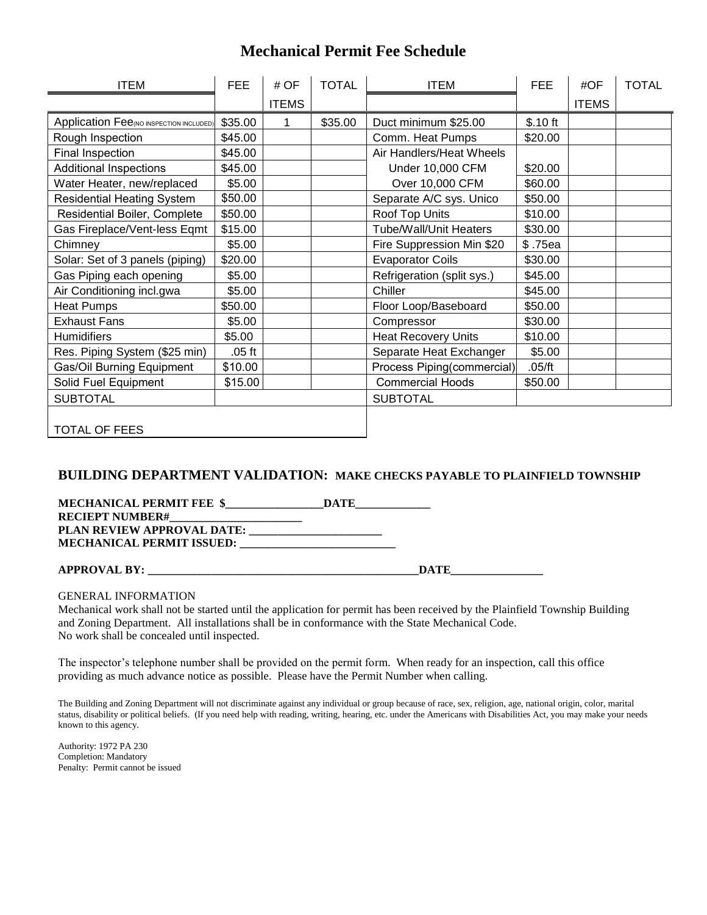# Mechanical Permit Fee Schedule

| ITEM | FEE | # OF ITEMS | TOTAL | ITEM | FEE | #OF ITEMS | TOTAL |
|---|---|---|---|---|---|---|---|
| Application Fee(NO INSPECTION INCLUDED) | $35.00 | 1 | $35.00 | Duct minimum $25.00 | $.10 ft | | |
| Rough Inspection | $45.00 | | | Comm. Heat Pumps | $20.00 | | |
| Final Inspection | $45.00 | | | Air Handlers/Heat Wheels | | | |
| Additional Inspections | $45.00 | | | Under 10,000 CFM | $20.00 | | |
| Water Heater, new/replaced | $5.00 | | | Over 10,000 CFM | $60.00 | | |
| Residential Heating System | $50.00 | | | Separate A/C sys. Unico | $50.00 | | |
| Residential Boiler, Complete | $50.00 | | | Roof Top Units | $10.00 | | |
| Gas Fireplace/Vent-less Eqmt | $15.00 | | | Tube/Wall/Unit Heaters | $30.00 | | |
| Chimney | $5.00 | | | Fire Suppression Min $20 | $ .75ea | | |
| Solar: Set of 3 panels (piping) | $20.00 | | | Evaporator Coils | $30.00 | | |
| Gas Piping each opening | $5.00 | | | Refrigeration (split sys.) | $45.00 | | |
| Air Conditioning incl.gwa | $5.00 | | | Chiller | $45.00 | | |
| Heat Pumps | $50.00 | | | Floor Loop/Baseboard | $50.00 | | |
| Exhaust Fans | $5.00 | | | Compressor | $30.00 | | |
| Humidifiers | $5.00 | | | Heat Recovery Units | $10.00 | | |
| Res. Piping System ($25 min) | .05 ft | | | Separate Heat Exchanger | $5.00 | | |
| Gas/Oil Burning Equipment | $10.00 | | | Process Piping(commercial) | .05/ft | | |
| Solid Fuel Equipment | $15.00 | | | Commercial Hoods | $50.00 | | |
| SUBTOTAL | | | | SUBTOTAL | | | |
| TOTAL OF FEES | | | | | | | |

## BUILDING DEPARTMENT VALIDATION: MAKE CHECKS PAYABLE TO PLAINFIELD TOWNSHIP

**MECHANICAL PERMIT FEE $\_\_\_\_\_\_\_\_\_\_\_\_\_\_\_\_\_DATE\_\_\_\_\_\_\_\_\_\_\_\_\_**
**RECIEPT NUMBER#\_\_\_\_\_\_\_\_\_\_\_\_\_\_\_\_\_\_\_\_\_\_\_**
**PLAN REVIEW APPROVAL DATE: \_\_\_\_\_\_\_\_\_\_\_\_\_\_\_\_\_\_\_\_\_\_\_**
**MECHANICAL PERMIT ISSUED: \_\_\_\_\_\_\_\_\_\_\_\_\_\_\_\_\_\_\_\_\_\_\_\_\_\_\_**

**APPROVAL BY: \_\_\_\_\_\_\_\_\_\_\_\_\_\_\_\_\_\_\_\_\_\_\_\_\_\_\_\_\_\_\_\_\_\_\_\_\_\_\_\_\_\_\_\_\_\_\_\_\_DATE\_\_\_\_\_\_\_\_\_\_\_\_\_\_\_\_**

GENERAL INFORMATION

Mechanical work shall not be started until the application for permit has been received by the Plainfield Township Building and Zoning Department. All installations shall be in conformance with the State Mechanical Code.
No work shall be concealed until inspected.

The inspector's telephone number shall be provided on the permit form. When ready for an inspection, call this office providing as much advance notice as possible. Please have the Permit Number when calling.

The Building and Zoning Department will not discriminate against any individual or group because of race, sex, religion, age, national origin, color, marital status, disability or political beliefs. (If you need help with reading, writing, hearing, etc. under the Americans with Disabilities Act, you may make your needs known to this agency.

Authority: 1972 PA 230
Completion: Mandatory
Penalty: Permit cannot be issued